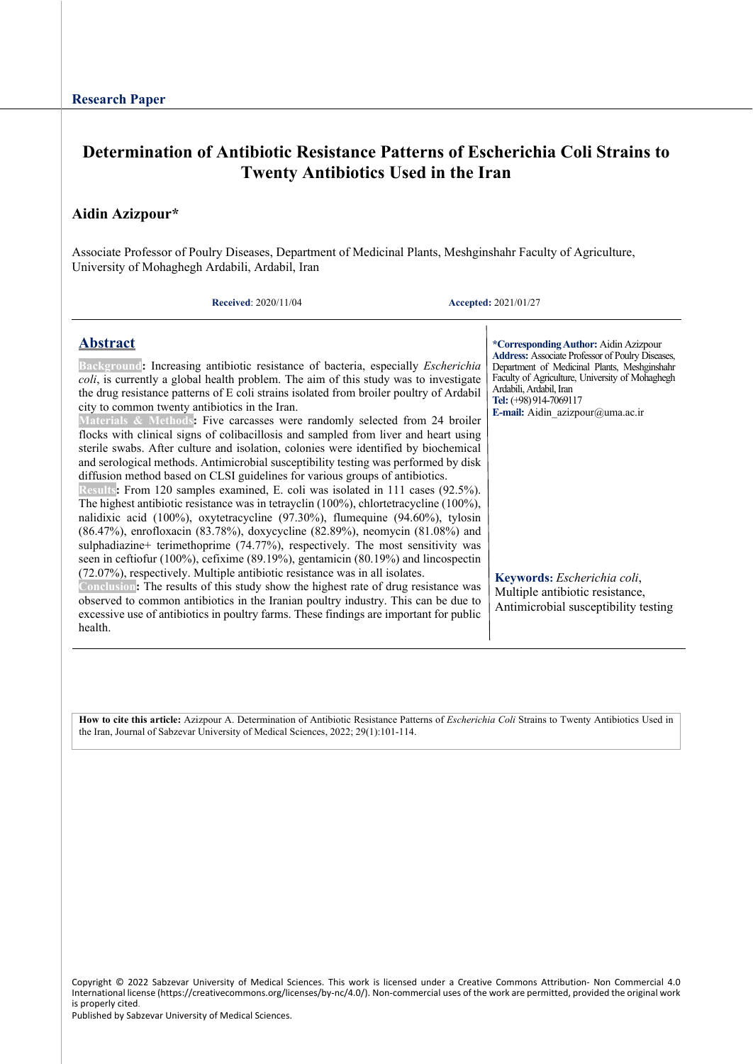Research Paper

# Determination of Antibiotic Resistance Patterns of Escherichia Coli Strains to Twenty Antibiotics Used in the Iran

**Aidin Azizpour***

Associate Professor of Poulry Diseases, Department of Medicinal Plants, Meshginshahr Faculty of Agriculture, University of Mohaghegh Ardabili, Ardabil, Iran

**Received**: 2020/11/04 **Accepted:** 2021/01/27

## Abstract

**Background:** Increasing antibiotic resistance of bacteria, especially *Escherichia coli*, is currently a global health problem. The aim of this study was to investigate the drug resistance patterns of E coli strains isolated from broiler poultry of Ardabil city to common twenty antibiotics in the Iran.

**Materials & Methods:** Five carcasses were randomly selected from 24 broiler flocks with clinical signs of colibacillosis and sampled from liver and heart using sterile swabs. After culture and isolation, colonies were identified by biochemical and serological methods. Antimicrobial susceptibility testing was performed by disk diffusion method based on CLSI guidelines for various groups of antibiotics.

**Results:** From 120 samples examined, E. coli was isolated in 111 cases (92.5%). The highest antibiotic resistance was in tetrayclin (100%), chlortetracycline (100%), nalidixic acid (100%), oxytetracycline (97.30%), flumequine (94.60%), tylosin (86.47%), enrofloxacin (83.78%), doxycycline (82.89%), neomycin (81.08%) and sulphadiazine+ terimethoprime (74.77%), respectively. The most sensitivity was seen in ceftiofur (100%), cefixime (89.19%), gentamicin (80.19%) and lincospectin (72.07%), respectively. Multiple antibiotic resistance was in all isolates.

**Conclusion:** The results of this study show the highest rate of drug resistance was observed to common antibiotics in the Iranian poultry industry. This can be due to excessive use of antibiotics in poultry farms. These findings are important for public health.

***Corresponding Author:** Aidin Azizpour
**Address:** Associate Professor of Poulry Diseases, Department of Medicinal Plants, Meshginshahr Faculty of Agriculture, University of Mohaghegh Ardabili, Ardabil, Iran
**Tel:** (+98) 914-7069117
**E-mail:** Aidin_azizpour@uma.ac.ir

**Keywords:** *Escherichia coli*, Multiple antibiotic resistance, Antimicrobial susceptibility testing

**How to cite this article:** Azizpour A. Determination of Antibiotic Resistance Patterns of *Escherichia Coli* Strains to Twenty Antibiotics Used in the Iran, Journal of Sabzevar University of Medical Sciences, 2022; 29(1):101-114.

Copyright © 2022 Sabzevar University of Medical Sciences. This work is licensed under a Creative Commons Attribution- Non Commercial 4.0 International license (https://creativecommons.org/licenses/by-nc/4.0/). Non-commercial uses of the work are permitted, provided the original work is properly cited.
Published by Sabzevar University of Medical Sciences.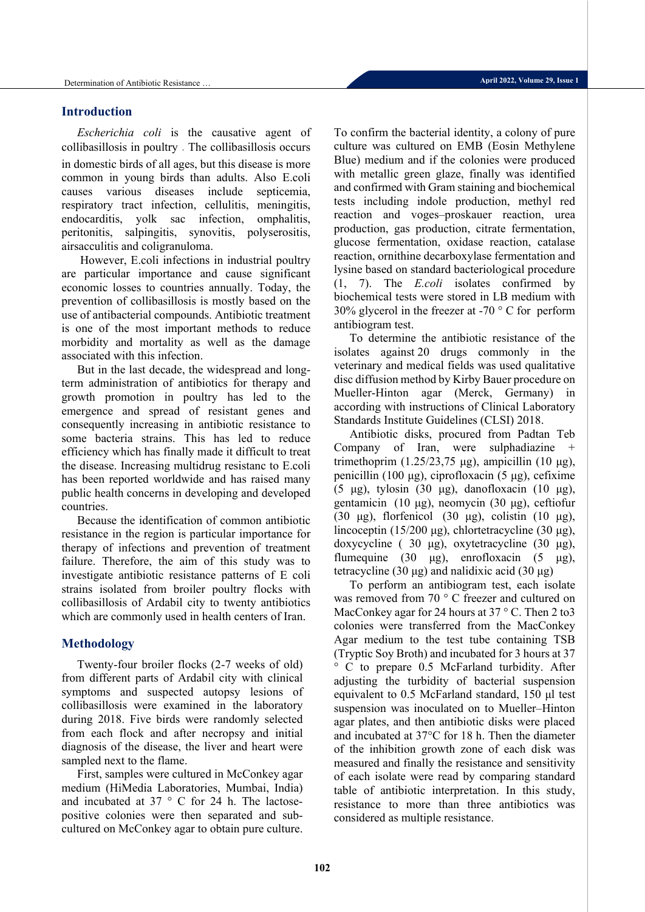## Introduction

*Escherichia coli* is the causative agent of collibasillosis in poultry . The collibasillosis occurs in domestic birds of all ages, but this disease is more common in young birds than adults. Also E.coli causes various diseases include septicemia, respiratory tract infection, cellulitis, meningitis, endocarditis, yolk sac infection, omphalitis, peritonitis, salpingitis, synovitis, polyserositis, airsacculitis and coligranuloma.

However, E.coli infections in industrial poultry are particular importance and cause significant economic losses to countries annually. Today, the prevention of collibasillosis is mostly based on the use of antibacterial compounds. Antibiotic treatment is one of the most important methods to reduce morbidity and mortality as well as the damage associated with this infection.

But in the last decade, the widespread and long-term administration of antibiotics for therapy and growth promotion in poultry has led to the emergence and spread of resistant genes and consequently increasing in antibiotic resistance to some bacteria strains. This has led to reduce efficiency which has finally made it difficult to treat the disease. Increasing multidrug resistanc to E.coli has been reported worldwide and has raised many public health concerns in developing and developed countries.

Because the identification of common antibiotic resistance in the region is particular importance for therapy of infections and prevention of treatment failure. Therefore, the aim of this study was to investigate antibiotic resistance patterns of E coli strains isolated from broiler poultry flocks with collibasillosis of Ardabil city to twenty antibiotics which are commonly used in health centers of Iran.

## Methodology

Twenty-four broiler flocks (2-7 weeks of old) from different parts of Ardabil city with clinical symptoms and suspected autopsy lesions of collibasillosis were examined in the laboratory during 2018. Five birds were randomly selected from each flock and after necropsy and initial diagnosis of the disease, the liver and heart were sampled next to the flame.

First, samples were cultured in McConkey agar medium (HiMedia Laboratories, Mumbai, India) and incubated at 37 ° C for 24 h. The lactose-positive colonies were then separated and sub-cultured on McConkey agar to obtain pure culture. To confirm the bacterial identity, a colony of pure culture was cultured on EMB (Eosin Methylene Blue) medium and if the colonies were produced with metallic green glaze, finally was identified and confirmed with Gram staining and biochemical tests including indole production, methyl red reaction and voges–proskauer reaction, urea production, gas production, citrate fermentation, glucose fermentation, oxidase reaction, catalase reaction, ornithine decarboxylase fermentation and lysine based on standard bacteriological procedure (1, 7). The *E.coli* isolates confirmed by biochemical tests were stored in LB medium with 30% glycerol in the freezer at -70 ° C for perform antibiogram test.

To determine the antibiotic resistance of the isolates against 20 drugs commonly in the veterinary and medical fields was used qualitative disc diffusion method by Kirby Bauer procedure on Mueller-Hinton agar (Merck, Germany) in according with instructions of Clinical Laboratory Standards Institute Guidelines (CLSI) 2018.

Antibiotic disks, procured from Padtan Teb Company of Iran, were sulphadiazine + trimethoprim (1.25/23,75 µg), ampicillin (10 µg), penicillin (100 µg), ciprofloxacin (5 µg), cefixime (5 µg), tylosin (30 µg), danofloxacin (10 µg), gentamicin (10 µg), neomycin (30 µg), ceftiofur (30 µg), florfenicol (30 µg), colistin (10 µg), lincoceptin (15/200 µg), chlortetracycline (30 µg), doxycycline ( 30 µg), oxytetracycline (30 µg), flumequine (30 µg), enrofloxacin (5 µg), tetracycline (30 µg) and nalidixic acid (30 µg)

To perform an antibiogram test, each isolate was removed from 70 ° C freezer and cultured on MacConkey agar for 24 hours at 37 ° C. Then 2 to3 colonies were transferred from the MacConkey Agar medium to the test tube containing TSB (Tryptic Soy Broth) and incubated for 3 hours at 37 ° C to prepare 0.5 McFarland turbidity. After adjusting the turbidity of bacterial suspension equivalent to 0.5 McFarland standard, 150 µl test suspension was inoculated on to Mueller–Hinton agar plates, and then antibiotic disks were placed and incubated at 37°C for 18 h. Then the diameter of the inhibition growth zone of each disk was measured and finally the resistance and sensitivity of each isolate were read by comparing standard table of antibiotic interpretation. In this study, resistance to more than three antibiotics was considered as multiple resistance.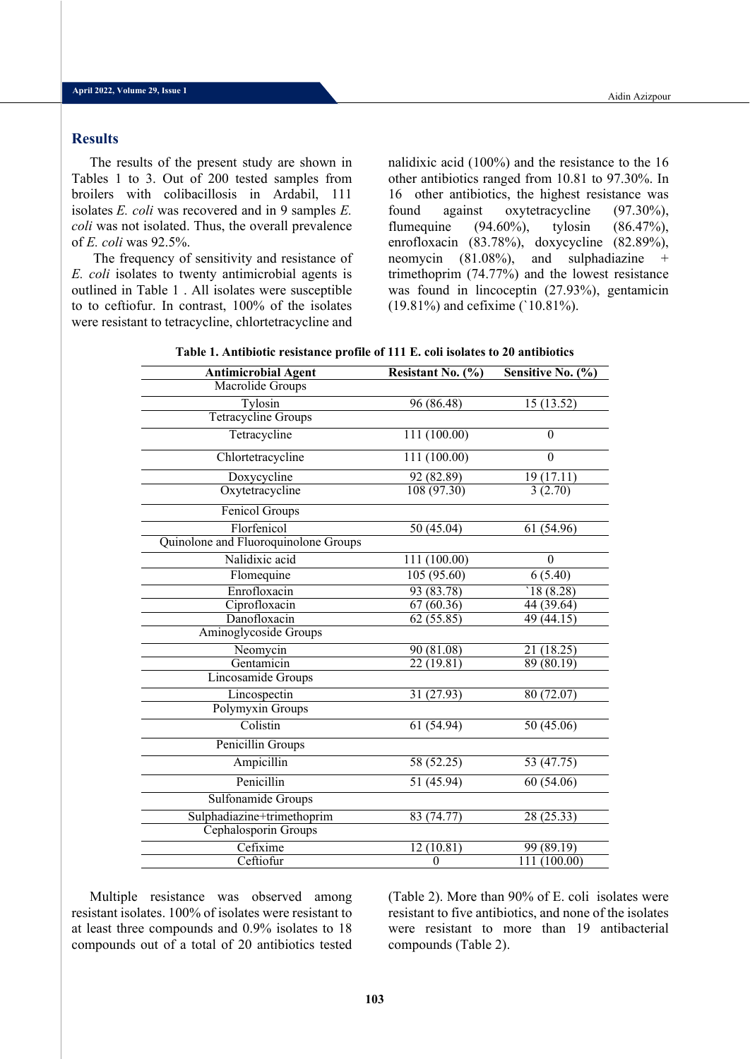## Results

The results of the present study are shown in Tables 1 to 3. Out of 200 tested samples from broilers with colibacillosis in Ardabil, 111 isolates *E. coli* was recovered and in 9 samples *E. coli* was not isolated. Thus, the overall prevalence of *E. coli* was 92.5%.

The frequency of sensitivity and resistance of *E. coli* isolates to twenty antimicrobial agents is outlined in Table 1 . All isolates were susceptible to to ceftiofur. In contrast, 100% of the isolates were resistant to tetracycline, chlortetracycline and nalidixic acid (100%) and the resistance to the 16 other antibiotics ranged from 10.81 to 97.30%. In 16 other antibiotics, the highest resistance was found against oxytetracycline (97.30%), flumequine (94.60%), tylosin (86.47%), enrofloxacin (83.78%), doxycycline (82.89%), neomycin (81.08%), and sulphadiazine + trimethoprim (74.77%) and the lowest resistance was found in lincoceptin (27.93%), gentamicin (19.81%) and cefixime (`10.81%).

**Table 1. Antibiotic resistance profile of 111 E. coli isolates to 20 antibiotics**

| Antimicrobial Agent | Resistant No. (%) | Sensitive No. (%) |
|---|---|---|
| Macrolide Groups | | |
| Tylosin | 96 (86.48) | 15 (13.52) |
| Tetracycline Groups | | |
| Tetracycline | 111 (100.00) | 0 |
| Chlortetracycline | 111 (100.00) | 0 |
| Doxycycline | 92 (82.89) | 19 (17.11) |
| Oxytetracycline | 108 (97.30) | 3 (2.70) |
| Fenicol Groups | | |
| Florfenicol | 50 (45.04) | 61 (54.96) |
| Quinolone and Fluoroquinolone Groups | | |
| Nalidixic acid | 111 (100.00) | 0 |
| Flomequine | 105 (95.60) | 6 (5.40) |
| Enrofloxacin | 93 (83.78) | `18 (8.28) |
| Ciprofloxacin | 67 (60.36) | 44 (39.64) |
| Danofloxacin | 62 (55.85) | 49 (44.15) |
| Aminoglycoside Groups | | |
| Neomycin | 90 (81.08) | 21 (18.25) |
| Gentamicin | 22 (19.81) | 89 (80.19) |
| Lincosamide Groups | | |
| Lincospectin | 31 (27.93) | 80 (72.07) |
| Polymyxin Groups | | |
| Colistin | 61 (54.94) | 50 (45.06) |
| Penicillin Groups | | |
| Ampicillin | 58 (52.25) | 53 (47.75) |
| Penicillin | 51 (45.94) | 60 (54.06) |
| Sulfonamide Groups | | |
| Sulphadiazine+trimethoprim | 83 (74.77) | 28 (25.33) |
| Cephalosporin Groups | | |
| Cefixime | 12 (10.81) | 99 (89.19) |
| Ceftiofur | 0 | 111 (100.00) |

Multiple resistance was observed among resistant isolates. 100% of isolates were resistant to at least three compounds and 0.9% isolates to 18 compounds out of a total of 20 antibiotics tested (Table 2). More than 90% of E. coli isolates were resistant to five antibiotics, and none of the isolates were resistant to more than 19 antibacterial compounds (Table 2).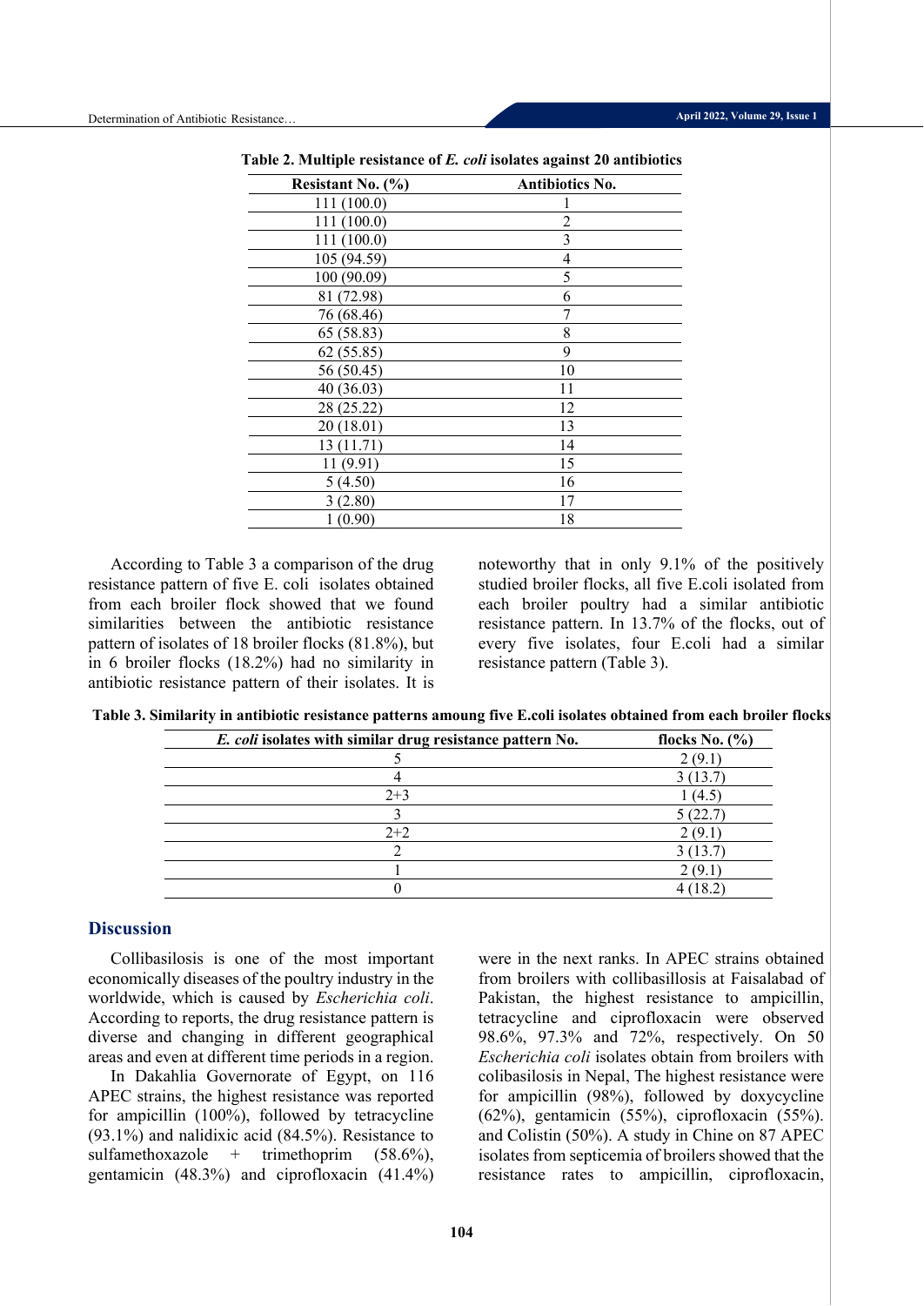**Table 2. Multiple resistance of *E. coli* isolates against 20 antibiotics**

| Resistant No. (%) | Antibiotics No. |
|---|---|
| 111 (100.0) | 1 |
| 111 (100.0) | 2 |
| 111 (100.0) | 3 |
| 105 (94.59) | 4 |
| 100 (90.09) | 5 |
| 81 (72.98) | 6 |
| 76 (68.46) | 7 |
| 65 (58.83) | 8 |
| 62 (55.85) | 9 |
| 56 (50.45) | 10 |
| 40 (36.03) | 11 |
| 28 (25.22) | 12 |
| 20 (18.01) | 13 |
| 13 (11.71) | 14 |
| 11 (9.91) | 15 |
| 5 (4.50) | 16 |
| 3 (2.80) | 17 |
| 1 (0.90) | 18 |

According to Table 3 a comparison of the drug resistance pattern of five E. coli isolates obtained from each broiler flock showed that we found similarities between the antibiotic resistance pattern of isolates of 18 broiler flocks (81.8%), but in 6 broiler flocks (18.2%) had no similarity in antibiotic resistance pattern of their isolates. It is noteworthy that in only 9.1% of the positively studied broiler flocks, all five E.coli isolated from each broiler poultry had a similar antibiotic resistance pattern. In 13.7% of the flocks, out of every five isolates, four E.coli had a similar resistance pattern (Table 3).

**Table 3. Similarity in antibiotic resistance patterns amoung five E.coli isolates obtained from each broiler flocks**

| *E. coli* isolates with similar drug resistance pattern No. | flocks No. (%) |
|---|---|
| 5 | 2 (9.1) |
| 4 | 3 (13.7) |
| 2+3 | 1 (4.5) |
| 3 | 5 (22.7) |
| 2+2 | 2 (9.1) |
| 2 | 3 (13.7) |
| 1 | 2 (9.1) |
| 0 | 4 (18.2) |

## Discussion

Collibasilosis is one of the most important economically diseases of the poultry industry in the worldwide, which is caused by *Escherichia coli*. According to reports, the drug resistance pattern is diverse and changing in different geographical areas and even at different time periods in a region.

In Dakahlia Governorate of Egypt, on 116 APEC strains, the highest resistance was reported for ampicillin (100%), followed by tetracycline (93.1%) and nalidixic acid (84.5%). Resistance to sulfamethoxazole + trimethoprim (58.6%), gentamicin (48.3%) and ciprofloxacin (41.4%) were in the next ranks. In APEC strains obtained from broilers with collibasillosis at Faisalabad of Pakistan, the highest resistance to ampicillin, tetracycline and ciprofloxacin were observed 98.6%, 97.3% and 72%, respectively. On 50 *Escherichia coli* isolates obtain from broilers with colibasilosis in Nepal, The highest resistance were for ampicillin (98%), followed by doxycycline (62%), gentamicin (55%), ciprofloxacin (55%). and Colistin (50%). A study in Chine on 87 APEC isolates from septicemia of broilers showed that the resistance rates to ampicillin, ciprofloxacin,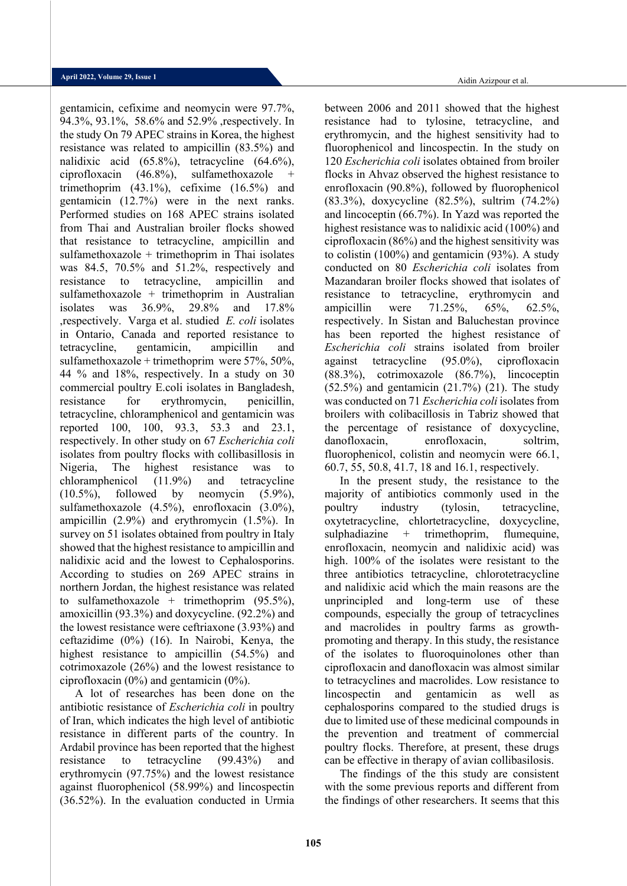gentamicin, cefixime and neomycin were 97.7%, 94.3%, 93.1%, 58.6% and 52.9% ,respectively. In the study On 79 APEC strains in Korea, the highest resistance was related to ampicillin (83.5%) and nalidixic acid (65.8%), tetracycline (64.6%), ciprofloxacin (46.8%), sulfamethoxazole + trimethoprim (43.1%), cefixime (16.5%) and gentamicin (12.7%) were in the next ranks. Performed studies on 168 APEC strains isolated from Thai and Australian broiler flocks showed that resistance to tetracycline, ampicillin and sulfamethoxazole + trimethoprim in Thai isolates was 84.5, 70.5% and 51.2%, respectively and resistance to tetracycline, ampicillin and sulfamethoxazole + trimethoprim in Australian isolates was 36.9%, 29.8% and 17.8% ,respectively. Varga et al. studied *E. coli* isolates in Ontario, Canada and reported resistance to tetracycline, gentamicin, ampicillin and sulfamethoxazole + trimethoprim were 57%, 50%, 44 % and 18%, respectively. In a study on 30 commercial poultry E.coli isolates in Bangladesh, resistance for erythromycin, penicillin, tetracycline, chloramphenicol and gentamicin was reported 100, 100, 93.3, 53.3 and 23.1, respectively. In other study on 67 *Escherichia coli* isolates from poultry flocks with collibasillosis in Nigeria, The highest resistance was to chloramphenicol (11.9%) and tetracycline (10.5%), followed by neomycin (5.9%), sulfamethoxazole (4.5%), enrofloxacin (3.0%), ampicillin (2.9%) and erythromycin (1.5%). In survey on 51 isolates obtained from poultry in Italy showed that the highest resistance to ampicillin and nalidixic acid and the lowest to Cephalosporins. According to studies on 269 APEC strains in northern Jordan, the highest resistance was related to sulfamethoxazole + trimethoprim (95.5%), amoxicillin (93.3%) and doxycycline. (92.2%) and the lowest resistance were ceftriaxone (3.93%) and ceftazidime (0%) (16). In Nairobi, Kenya, the highest resistance to ampicillin (54.5%) and cotrimoxazole (26%) and the lowest resistance to ciprofloxacin (0%) and gentamicin (0%).

A lot of researches has been done on the antibiotic resistance of *Escherichia coli* in poultry of Iran, which indicates the high level of antibiotic resistance in different parts of the country. In Ardabil province has been reported that the highest resistance to tetracycline (99.43%) and erythromycin (97.75%) and the lowest resistance against fluorophenicol (58.99%) and lincospectin (36.52%). In the evaluation conducted in Urmia between 2006 and 2011 showed that the highest resistance had to tylosine, tetracycline, and erythromycin, and the highest sensitivity had to fluorophenicol and lincospectin. In the study on 120 *Escherichia coli* isolates obtained from broiler flocks in Ahvaz observed the highest resistance to enrofloxacin (90.8%), followed by fluorophenicol (83.3%), doxycycline (82.5%), sultrim (74.2%) and linoceptin (66.7%). In Yazd was reported the highest resistance was to nalidixic acid (100%) and ciprofloxacin (86%) and the highest sensitivity was to colistin (100%) and gentamicin (93%). A study conducted on 80 *Escherichia coli* isolates from Mazandaran broiler flocks showed that isolates of resistance to tetracycline, erythromycin and ampicillin were 71.25%, 65%, 62.5%, respectively. In Sistan and Baluchestan province has been reported the highest resistance of *Escherichia coli* strains isolated from broiler against tetracycline (95.0%), ciprofloxacin (88.3%), cotrimoxazole (86.7%), linoceptin (52.5%) and gentamicin (21.7%) (21). The study was conducted on 71 *Escherichia coli* isolates from broilers with colibacillosis in Tabriz showed that the percentage of resistance of doxycycline, danofloxacin, enrofloxacin, soltrim, fluorophenicol, colistin and neomycin were 66.1, 60.7, 55, 50.8, 41.7, 18 and 16.1, respectively.

In the present study, the resistance to the majority of antibiotics commonly used in the poultry industry (tylosin, tetracycline, oxytetracycline, chlortetracycline, doxycycline, sulphadiazine + trimethoprim, flumequine, enrofloxacin, neomycin and nalidixic acid) was high. 100% of the isolates were resistant to the three antibiotics tetracycline, chlorotetracycline and nalidixic acid which the main reasons are the unprincipled and long-term use of these compounds, especially the group of tetracyclines and macrolides in poultry farms as growth-promoting and therapy. In this study, the resistance of the isolates to fluoroquinolones other than ciprofloxacin and danofloxacin was almost similar to tetracyclines and macrolides. Low resistance to lincospectin and gentamicin as well as cephalosporins compared to the studied drugs is due to limited use of these medicinal compounds in the prevention and treatment of commercial poultry flocks. Therefore, at present, these drugs can be effective in therapy of avian collibasilosis.

The findings of the this study are consistent with the some previous reports and different from the findings of other researchers. It seems that this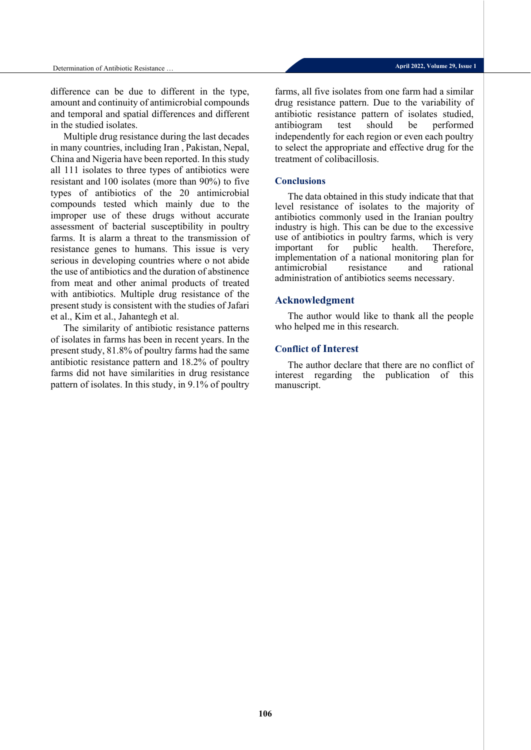difference can be due to different in the type, amount and continuity of antimicrobial compounds and temporal and spatial differences and different in the studied isolates.

Multiple drug resistance during the last decades in many countries, including Iran , Pakistan, Nepal, China and Nigeria have been reported. In this study all 111 isolates to three types of antibiotics were resistant and 100 isolates (more than 90%) to five types of antibiotics of the 20 antimicrobial compounds tested which mainly due to the improper use of these drugs without accurate assessment of bacterial susceptibility in poultry farms. It is alarm a threat to the transmission of resistance genes to humans. This issue is very serious in developing countries where o not abide the use of antibiotics and the duration of abstinence from meat and other animal products of treated with antibiotics. Multiple drug resistance of the present study is consistent with the studies of Jafari et al., Kim et al., Jahantegh et al.

The similarity of antibiotic resistance patterns of isolates in farms has been in recent years. In the present study, 81.8% of poultry farms had the same antibiotic resistance pattern and 18.2% of poultry farms did not have similarities in drug resistance pattern of isolates. In this study, in 9.1% of poultry farms, all five isolates from one farm had a similar drug resistance pattern. Due to the variability of antibiotic resistance pattern of isolates studied, antibiogram test should be performed independently for each region or even each poultry to select the appropriate and effective drug for the treatment of colibacillosis.

## Conclusions

The data obtained in this study indicate that that level resistance of isolates to the majority of antibiotics commonly used in the Iranian poultry industry is high. This can be due to the excessive use of antibiotics in poultry farms, which is very important for public health. Therefore, implementation of a national monitoring plan for antimicrobial resistance and rational administration of antibiotics seems necessary.

## Acknowledgment

The author would like to thank all the people who helped me in this research.

## Conflict of Interest

The author declare that there are no conflict of interest regarding the publication of this manuscript.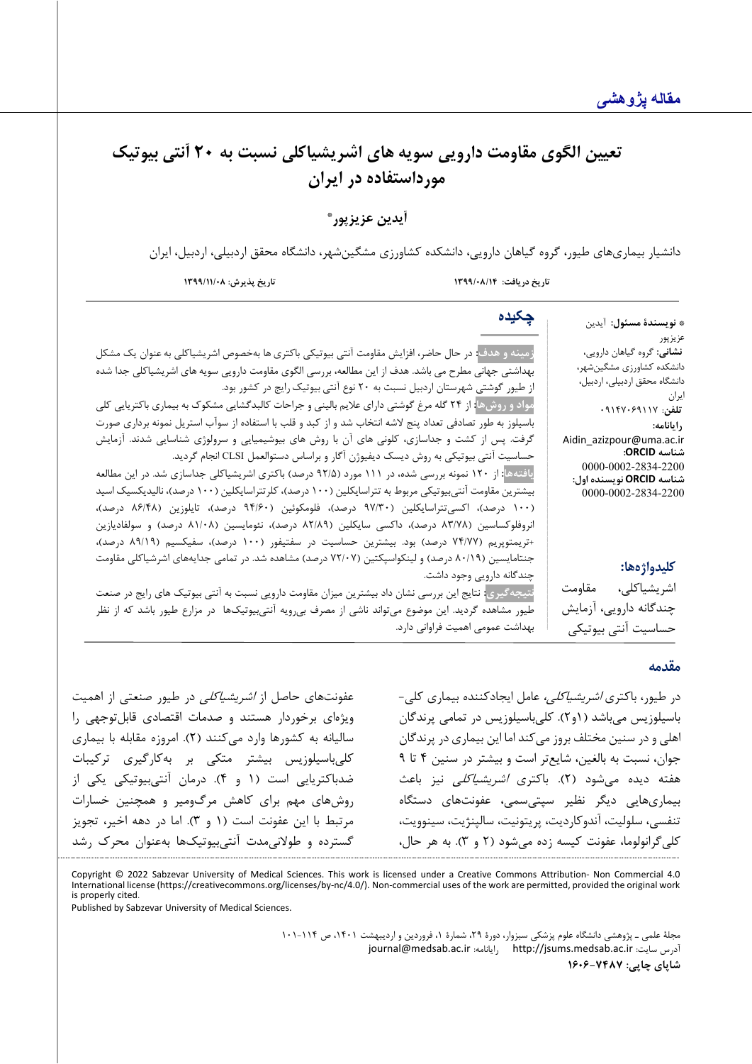مقاله پژوهشی

# تعیین الگوی مقاومت دارویی سویه های اشریشیاکلی نسبت به ۲۰ آنتی بیوتیک مورداستفاده در ایران

**آیدین عزیزپور***

دانشیار بیماری‌های طیور، گروه گیاهان دارویی، دانشکده کشاورزی مشگین‌شهر، دانشگاه محقق اردبیلی، اردبیل، ایران

**تاریخ دریافت:** ۱۳۹۹/۰۸/۱۴ **تاریخ پذیرش:** ۱۳۹۹/۱۱/۰۸

* **نویسندهٔ مسئول:** آیدین عزیزپور
**نشانی:** گروه گیاهان دارویی، دانشکده کشاورزی مشگین‌شهر، دانشگاه محقق اردبیلی، اردبیل، ایران
**تلفن:** ۰۹۱۴۷۰۶۹۱۱۷
**رایانامه:** Aidin_azizpour@uma.ac.ir
**شناسه ORCID:** 0000-0002-2834-2200
**شناسه ORCID نویسنده اول:** 0000-0002-2834-2200

## چکیده

**زمینه و هدف:** در حال حاضر، افزایش مقاومت آنتی بیوتیکی باکتری ها به‌خصوص اشریشیاکلی به عنوان یک مشکل بهداشتی جهانی مطرح می باشد. هدف از این مطالعه، بررسی الگوی مقاومت دارویی سویه های اشریشیاکلی جدا شده از طیور گوشتی شهرستان اردبیل نسبت به ۲۰ نوع آنتی بیوتیک رایج در کشور بود.

**مواد و روش‌ها:** از ۲۴ گله مرغ گوشتی دارای علایم بالینی و جراحات کالبدگشایی مشکوک به بیماری باکتریایی کلی باسیلوز به طور تصادفی تعداد پنج لاشه انتخاب شد و از کبد و قلب با استفاده از سوآب استریل نمونه برداری صورت گرفت. پس از کشت و جداسازی، کلونی های آن با روش های بیوشیمیایی و سرولوژی شناسایی شدند. آزمایش حساسیت آنتی بیوتیکی به روش دیسک دیفیوژن آگار و براساس دستوالعمل CLSI انجام گردید.

**یافته‌ها:** از ۱۲۰ نمونه بررسی شده، در ۱۱۱ مورد (۹۲/۵ درصد) باکتری اشریشیاکلی جداسازی شد. در این مطالعه بیشترین مقاومت آنتی‌بیوتیکی مربوط به تتراسایکلین (۱۰۰ درصد)، کلرتتراسایکلین (۱۰۰ درصد)، نالیدیکسیک اسید (۱۰۰ درصد)، اکسی‌تتراسایکلین (۹۷/۳۰ درصد)، فلومکوئین (۹۴/۶۰ درصد)، تایلوزین (۸۶/۴۸ درصد)، انروفلوکساسین (۸۳/۷۸ درصد)، داکسی سایکلین (۸۲/۸۹ درصد)، نئومایسین (۸۱/۰۸ درصد) و سولفادیازین +تریمتوپریم (۷۴/۷۷ درصد) بود. بیشترین حساسیت در سفتیفور (۱۰۰ درصد)، سفیکسیم (۸۹/۱۹ درصد)، جنتامایسین (۸۰/۱۹ درصد) و لینکواسپکتین (۷۲/۰۷ درصد) مشاهده شد. در تمامی جدایه‌های اشرشیاکلی مقاومت چندگانه دارویی وجود داشت.

**نتیجه‌گیری:** نتایج این بررسی نشان داد بیشترین میزان مقاومت دارویی نسبت به آنتی بیوتیک های رایج در صنعت طیور مشاهده گردید. این موضوع می‌تواند ناشی از مصرف بی‌رویه آنتی‌بیوتیک‌ها در مزارع طیور باشد که از نظر بهداشت عمومی اهمیت فراوانی دارد.

**کلیدواژه‌ها:** اشریشیاکلی، مقاومت چندگانه دارویی، آزمایش حساسیت آنتی بیوتیکی

## مقدمه

در طیور، باکتری *اشریشیاکلی*، عامل ایجادکننده بیماری کلی-باسیلوزیس می‌باشد (۱و۲). کلی‌باسیلوزیس در تمامی پرندگان اهلی و در سنین مختلف بروز می‌کند اما این بیماری در پرندگان جوان، نسبت به بالغین، شایع‌تر است و بیشتر در سنین ۴ تا ۹ هفته دیده می‌شود (۲). باکتری *اشریشیاکلی* نیز باعث بیماری‌هایی دیگر نظیر سپتی‌سمی، عفونت‌های دستگاه تنفسی، سلولیت، آندوکاردیت، پریتونیت، سالپنژیت، سینوویت، کلی‌گرانولوما، عفونت کیسه زده می‌شود (۲ و ۳). به هر حال، عفونت‌های حاصل از *اشریشیاکلی* در طیور صنعتی از اهمیت ویژه‌ای برخوردار هستند و صدمات اقتصادی قابل‌توجهی را سالیانه به کشورها وارد می‌کنند (۲). امروزه مقابله با بیماری کلی‌باسیلوزیس بیشتر متکی بر به‌کارگیری ترکیبات ضدباکتریایی است (۱ و ۴). درمان آنتی‌بیوتیکی یکی از روش‌های مهم برای کاهش مرگ‌ومیر و همچنین خسارات مرتبط با این عفونت است (۱ و ۳). اما در دهه اخیر، تجویز گسترده و طولانی‌مدت آنتی‌بیوتیک‌ها به‌عنوان محرک رشد

Copyright © 2022 Sabzevar University of Medical Sciences. This work is licensed under a Creative Commons Attribution- Non Commercial 4.0 International license (https://creativecommons.org/licenses/by-nc/4.0/). Non-commercial uses of the work are permitted, provided the original work is properly cited.
Published by Sabzevar University of Medical Sciences.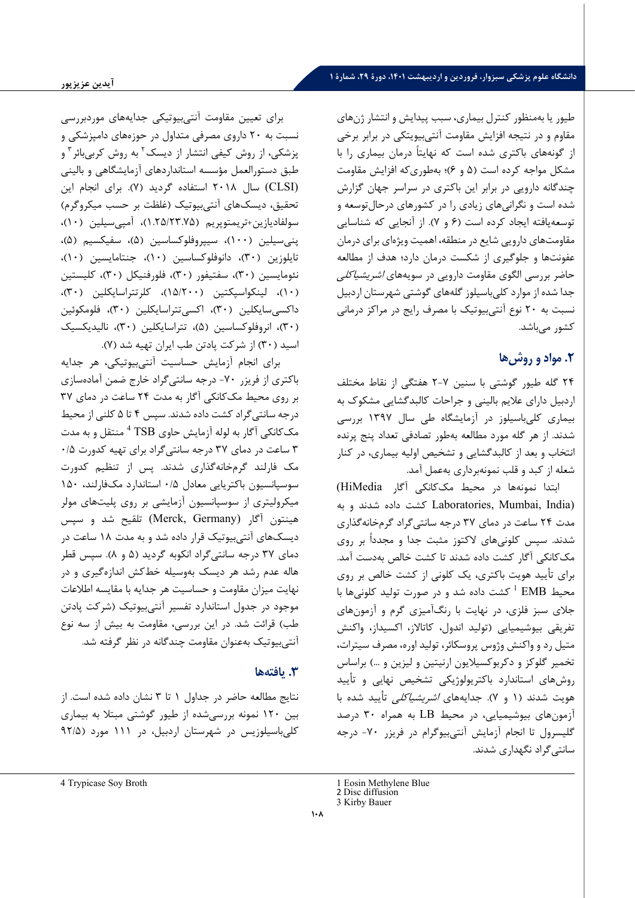طیور یا به‌منظور کنترل بیماری، سبب پیدایش و انتشار ژن‌های مقاوم و در نتیجه افزایش مقاومت آنتی‌بیوتکی در برابر برخی از گونه‌های باکتری شده است که نهایتاً درمان بیماری را با مشکل مواجه کرده است (۵ و ۶)؛ به‌طوری‌که افزایش مقاومت چندگانه دارویی در برابر این باکتری در سراسر جهان گزارش شده است و نگرانی‌های زیادی را در کشورهای درحال‌توسعه و توسعه‌یافته ایجاد کرده است (۶ و ۷). از آنجایی که شناسایی مقاومت‌های دارویی شایع در منطقه، اهمیت ویژه‌ای برای درمان عفونت‌ها و جلوگیری از شکست درمان دارد؛ هدف از مطالعه حاضر بررسی الگوی مقاومت دارویی در سویه‌های *اشریشیاکلی* جدا شده از موارد کلی‌باسیلوز گله‌های گوشتی شهرستان اردبیل نسبت به ۲۰ نوع آنتی‌بیوتیک با مصرف رایج در مراکز درمانی کشور می‌باشد.

## ۲. مواد و روش‌ها

۲۴ گله طیور گوشتی با سنین ۷-۲ هفتگی از نقاط مختلف اردبیل دارای علایم بالینی و جراحات کالبدگشایی مشکوک به بیماری کلی‌باسیلوز در آزمایشگاه طی سال ۱۳۹۷ بررسی شدند. از هر گله مورد مطالعه به‌طور تصادفی تعداد پنج پرنده انتخاب و بعد از کالبدگشایی و تشخیص اولیه بیماری، در کنار شعله از کبد و قلب نمونه‌برداری به‌عمل آمد.

ابتدا نمونه‌ها در محیط مک‌کانکی آگار (HiMedia Laboratories, Mumbai, India) کشت داده شدند و به مدت ۲۴ ساعت در دمای ۳۷ درجه سانتی‌گراد گرمخانه‌گذاری شدند. سپس کلونی‌های لاکتوز مثبت جدا و مجدداً بر روی مک‌کانکی آگار کشت داده شدند تا کشت خالص به‌دست آمد. برای تأیید هویت باکتری، یک کلونی از کشت خالص بر روی محیط EMB [1] کشت داده شد و در صورت تولید کلونی‌ها با جلای سبز فلزی، در نهایت با رنگ‌آمیزی گرم و آزمون‌های تفریقی بیوشیمیایی (تولید اندول، کاتالاز، اکسیداز، واکنش متیل رد و واکنش وژوس پروسکائر، تولید اوره، مصرف سیترات، تخمیر گلوکز و دکربوکسیلایون ارنیتین و لیزین و ...) براساس روش‌های استاندارد باکتریولوژیکی تشخیص نهایی و تأیید هویت شدند (۱ و ۷). جدایه‌های *اشریشیاکلی* تأیید شده با آزمون‌های بیوشیمیایی، در محیط LB به همراه ۳۰ درصد گلیسرول تا انجام آزمایش آنتی‌بیوگرام در فریزر ۷۰- درجه سانتی‌گراد نگهداری شدند.

برای تعیین مقاومت آنتی‌بیوتیکی جدایه‌های موردبررسی نسبت به ۲۰ داروی مصرفی متداول در حوزه‌های دامپزشکی و پزشکی، از روش کیفی انتشار از دیسک [2] به روش کربی‌بائر [3] و طبق دستورالعمل مؤسسه استانداردهای آزمایشگاهی و بالینی (CLSI) سال ۲۰۱۸ استفاده گردید (۷). برای انجام این تحقیق، دیسک‌های آنتی‌بیوتیک (غلظت بر حسب میکروگرم) سولفادیازین+تریمتوپریم (۱.۲۵/۲۳.۷۵)، آمپی‌سیلین (۱۰)، پنی‌سیلین (۱۰۰)، سیپروفلوکساسین (۵)، سفیکسیم (۵)، تایلوزین (۳۰)، دانوفلوکساسین (۱۰)، جنتامایسین (۱۰)، نئومایسین (۳۰)، سفتیفور (۳۰)، فلورفنیکل (۳۰)، کلیستین (۱۰)، لینکواسپکتین (۱۵/۲۰۰)، کلرتتراسایکلین (۳۰)، داکسی‌سایکلین (۳۰)، اکسی‌تتراسایکلین (۳۰)، فلومکوئین (۳۰)، انروفلوکساسین (۵)، تتراسایکلین (۳۰)، نالیدیکسیک اسید (۳۰) از شرکت پادتن طب ایران تهیه شد (۷).

برای انجام آزمایش حساسیت آنتی‌بیوتیکی، هر جدایه باکتری از فریزر ۷۰- درجه سانتی‌گراد خارج ضمن آماده‌سازی بر روی محیط مک‌کانکی آگار به مدت ۲۴ ساعت در دمای ۳۷ درجه سانتی‌گراد کشت داده شدند. سپس ۴ تا ۵ کلنی از محیط مک‌کانکی آگار به لوله آزمایش حاوی TSB [4] منتقل و به مدت ۳ ساعت در دمای ۳۷ درجه سانتی‌گراد برای تهیه کدورت ۰/۵ مک فارلند گرمخانه‌گذاری شدند. پس از تنظیم کدورت سوسپانسیون باکتریایی معادل ۰/۵ استاندارد مک‌فارلند، ۱۵۰ میکرولیتری از سوسپانسیون آزمایشی بر روی پلیت‌های مولر هینتون آگار (Merck, Germany) تلقیح شد و سپس دیسک‌های آنتی‌بیوتیک قرار داده شد و به مدت ۱۸ ساعت در دمای ۳۷ درجه سانتی‌گراد انکوبه گردید (۵ و ۸). سپس قطر هاله عدم رشد هر دیسک به‌وسیله خط‌کش اندازه‌گیری و در نهایت میزان مقاومت و حساسیت هر جدایه با مقایسه اطلاعات موجود در جدول استاندارد تفسیر آنتی‌بیوتیک (شرکت پادتن طب) قرائت شد. در این بررسی، مقاومت به بیش از سه نوع آنتی‌بیوتیک به‌عنوان مقاومت چندگانه در نظر گرفته شد.

## ۳. یافته‌ها

نتایج مطالعه حاضر در جداول ۱ تا ۳ نشان داده شده است. از بین ۱۲۰ نمونه بررسی‌شده از طیور گوشتی مبتلا به بیماری کلی‌باسیلوزیس در شهرستان اردبیل، در ۱۱۱ مورد (۹۲/۵

---

1 Eosin Methylene Blue
2 Disc diffusion
3 Kirby Bauer
4 Trypicase Soy Broth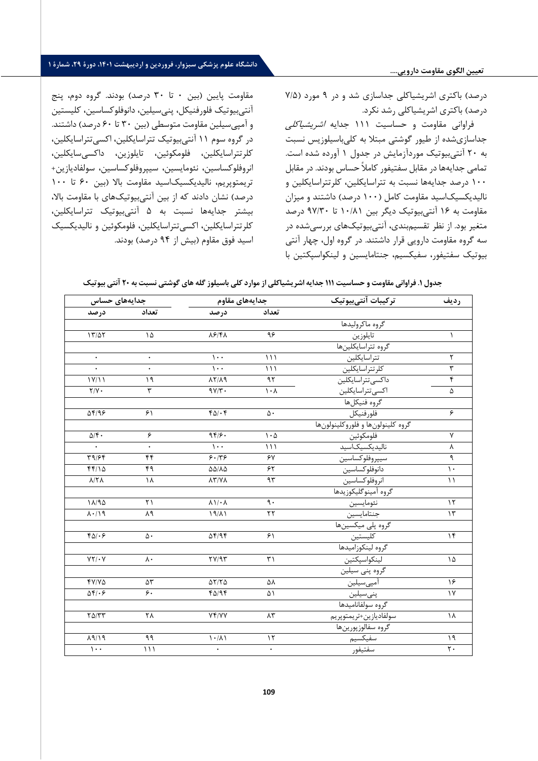درصد) باکتری اشریشیاکلی جداسازی شد و در ۹ مورد (۷/۵ درصد) باکتری اشریشیاکلی رشد نکرد.

فراوانی مقاومت و حساسیت ۱۱۱ جدایه *اشریشیاکلی* جداسازی‌شده از طیور گوشتی مبتلا به کلی‌باسیلوزیس نسبت به ۲۰ آنتی‌بیوتیک موردآزمایش در جدول ۱ آورده شده است. تمامی جدایه‌ها در مقابل سفتیفور کاملاً حساس بودند. در مقابل ۱۰۰ درصد جدایه‌ها نسبت به تتراسایکلین، کلرتتراسایکلین و نالیدیکسیک‌اسید مقاومت کامل (۱۰۰ درصد) داشتند و میزان مقاومت به ۱۶ آنتی‌بیوتیک دیگر بین ۱۰/۸۱ تا ۹۷/۳۰ درصد متغیر بود. از نظر تقسیم‌بندی، آنتی‌بیوتیک‌های بررسی‌شده در سه گروه مقاومت دارویی قرار داشتند. در گروه اول، چهار آنتی بیوتیک سفتیفور، سفیکسیم، جنتامایسین و لینکواسپکتین با مقاومت پایین (بین ۰ تا ۳۰ درصد) بودند. گروه دوم، پنج آنتی‌بیوتیک فلورفنیکل، پنی‌سیلین، دانوفلوکساسین، کلیستین و آمپی‌سیلین مقاومت متوسطی (بین ۳۰ تا ۶۰ درصد) داشتند. در گروه سوم ۱۱ آنتی‌بیوتیک تتراسایکلین، اکسی‌تتراسایکلین، کلرتتراسایکلین، فلومکوئین، تایلوزین، داکسی‌سایکلین، انروفلوکساسین، نئومایسین، سیپروفلوکساسین، سولفادیازین+ تریمتوپریم، نالیدیکسیک‌اسید مقاومت بالا (بین ۶۰ تا ۱۰۰ درصد) نشان دادند که از بین آنتی‌بیوتیک‌های با مقاومت بالا، بیشتر جدایه‌ها نسبت به ۵ آنتی‌بیوتیک تتراسایکلین، کلرتتراسایکلین، اکسی‌تتراسایکلین، فلومکوئین و نالیدیکسیک اسید فوق مقاوم (بیش از ۹۴ درصد) بودند.

**جدول ۱. فراوانی مقاومت و حساسیت ۱۱۱ جدایه اشریشیاکلی از موارد کلی باسیلوز گله های گوشتی نسبت به ۲۰ آنتی بیوتیک**

| ردیف | ترکیبات آنتی‌بیوتیک | جدایه‌های مقاوم | | جدایه‌های حساس | |
|---|---|---|---|---|---|
| | | تعداد | درصد | تعداد | درصد |
| | گروه ماکرولیدها | | | | |
| ۱ | تایلوزین | ۹۶ | ۸۶/۴۸ | ۱۵ | ۱۳/۵۲ |
| | گروه تتراسایکلین‌ها | | | | |
| ۲ | تتراسایکلین | ۱۱۱ | ۱۰۰ | ۰ | ۰ |
| ۳ | کلرتتراسایکلین | ۱۱۱ | ۱۰۰ | ۰ | ۰ |
| ۴ | داکسی‌تتراسایکلین | ۹۲ | ۸۲/۸۹ | ۱۹ | ۱۷/۱۱ |
| ۵ | اکسی‌تتراسایکلین | ۱۰۸ | ۹۷/۳۰ | ۳ | ۲/۷۰ |
| | گروه فنیکل‌ها | | | | |
| ۶ | فلورفنیکل | ۵۰ | ۴۵/۰۴ | ۶۱ | ۵۴/۹۶ |
| | گروه کلینولون‌ها و فلوروکلینولون‌ها | | | | |
| ۷ | فلومکوئین | ۱۰۵ | ۹۴/۶۰ | ۶ | ۵/۴۰ |
| ۸ | نالیدیکسیک‌اسید | ۱۱۱ | ۱۰۰ | ۰ | ۰ |
| ۹ | سیپروفلوکساسین | ۶۷ | ۶۰/۳۶ | ۴۴ | ۳۹/۶۴ |
| ۱۰ | دانوفلوکساسین | ۶۲ | ۵۵/۸۵ | ۴۹ | ۴۴/۱۵ |
| ۱۱ | انروفلوکساسین | ۹۳ | ۸۳/۷۸ | ۱۸ | ۸/۲۸ |
| | گروه آمینوگلیکوزیدها | | | | |
| ۱۲ | نئومایسین | ۹۰ | ۸۱/۰۸ | ۲۱ | ۱۸/۹۵ |
| ۱۳ | جنتامایسین | ۲۲ | ۱۹/۸۱ | ۸۹ | ۸۰/۱۹ |
| | گروه پلی میکسین‌ها | | | | |
| ۱۴ | کلیستین | ۶۱ | ۵۴/۹۴ | ۵۰ | ۴۵/۰۶ |
| | گروه لینکوزامیدها | | | | |
| ۱۵ | لینکواسپکتین | ۳۱ | ۲۷/۹۳ | ۸۰ | ۷۲/۰۷ |
| | گروه پنی سیلین | | | | |
| ۱۶ | آمپی‌سیلین | ۵۸ | ۵۲/۲۵ | ۵۳ | ۴۷/۷۵ |
| ۱۷ | پنی‌سیلین | ۵۱ | ۴۵/۹۴ | ۶۰ | ۵۴/۰۶ |
| | گروه سولفانامیدها | | | | |
| ۱۸ | سولفادیازین+تریمتوپریم | ۸۳ | ۷۴/۷۷ | ۲۸ | ۲۵/۳۳ |
| | گروه سفالوزپورین‌ها | | | | |
| ۱۹ | سفیکسیم | ۱۲ | ۱۰/۸۱ | ۹۹ | ۸۹/۱۹ |
| ۲۰ | سفتیفور | ۰ | ۰ | ۱۱۱ | ۱۰۰ |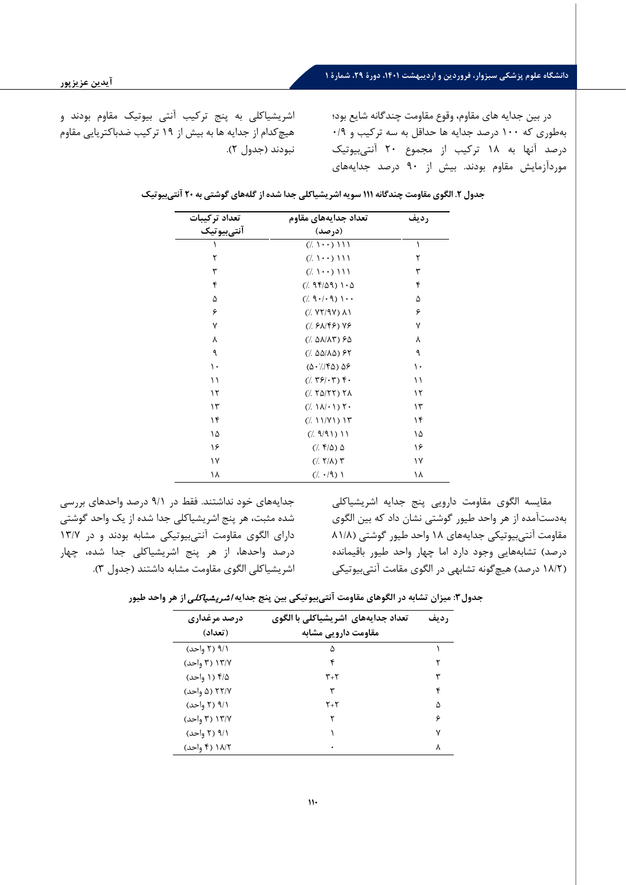در بین جدایه های مقاوم، وقوع مقاومت چندگانه شایع بود؛ به‌طوری که ۱۰۰ درصد جدایه ها حداقل به سه ترکیب و ۰/۹ درصد آنها به ۱۸ ترکیب از مجموع ۲۰ آنتی‌بیوتیک موردآزمایش مقاوم بودند. بیش از ۹۰ درصد جدایه‌های اشریشیاکلی به پنج ترکیب آنتی بیوتیک مقاوم بودند و هیچ‌کدام از جدایه ها به بیش از ۱۹ ترکیب ضدباکتریایی مقاوم نبودند (جدول ۲).

**جدول ۲. الگوی مقاومت چندگانه ۱۱۱ سویه اشریشیاکلی جدا شده از گله‌های گوشتی به ۲۰ آنتی‌بیوتیک**

| ردیف | تعداد جدایه‌های مقاوم (درصد) | تعداد ترکیبات آنتی‌بیوتیک |
|---|---|---|
| ۱ | ۱۱۱ (٪ ۱۰۰) | ۱ |
| ۲ | ۱۱۱ (٪ ۱۰۰) | ۲ |
| ۳ | ۱۱۱ (٪ ۱۰۰) | ۳ |
| ۴ | ۱۰۵ (٪ ۹۴/۵۹) | ۴ |
| ۵ | ۱۰۰ (٪ ۹۰/۰۹) | ۵ |
| ۶ | ۸۱ (٪ ۷۲/۹۷) | ۶ |
| ۷ | ۷۶ (٪ ۶۸/۴۶) | ۷ |
| ۸ | ۶۵ (٪ ۵۸/۸۳) | ۸ |
| ۹ | ۶۲ (٪ ۵۵/۸۵) | ۹ |
| ۱۰ | ۵۶ (۵۰٪/۴۵) | ۱۰ |
| ۱۱ | ۴۰ (٪ ۳۶/۰۳) | ۱۱ |
| ۱۲ | ۲۸ (٪ ۲۵/۲۲) | ۱۲ |
| ۱۳ | ۲۰ (٪ ۱۸/۰۱) | ۱۳ |
| ۱۴ | ۱۳ (٪ ۱۱/۷۱) | ۱۴ |
| ۱۵ | ۱۱ (٪ ۹/۹۱) | ۱۵ |
| ۱۶ | ۵ (٪ ۴/۵) | ۱۶ |
| ۱۷ | ۳ (٪ ۲/۸) | ۱۷ |
| ۱۸ | ۱ (٪ ۰/۹) | ۱۸ |

مقایسه الگوی مقاومت دارویی پنج جدایه اشریشیاکلی به‌دست‌آمده از هر واحد طیور گوشتی نشان داد که بین الگوی مقاومت آنتی‌بیوتیکی جدایه‌های ۱۸ واحد طیور گوشتی (۸۱/۸ درصد) تشابه‌هایی وجود دارد اما چهار واحد طیور باقیمانده (۱۸/۲ درصد) هیچ‌گونه تشابهی در الگوی مقامت آنتی‌بیوتیکی جدایه‌های خود نداشتند. فقط در ۹/۱ درصد واحدهای بررسی شده مثبت، هر پنج اشریشیاکلی جدا شده از یک واحد گوشتی دارای الگوی مقاومت آنتی‌بیوتیکی مشابه بودند و در ۱۳/۷ درصد واحدها، از هر پنج اشریشیاکلی جدا شده، چهار اشریشیاکلی الگوی مقاومت مشابه داشتند (جدول ۳).

**جدول ۳: میزان تشابه در الگوهای مقاومت آنتی‌بیوتیکی بین پنج جدایه *اشریشیاکلی* از هر واحد طیور**

| ردیف | تعداد جدایه‌های اشریشیاکلی با الگوی مقاومت دارویی مشابه | درصد مرغداری (تعداد) |
|---|---|---|
| ۱ | ۵ | ۹/۱ (۲ واحد) |
| ۲ | ۴ | ۱۳/۷ (۳ واحد) |
| ۳ | ۳+۲ | ۴/۵ (۱ واحد) |
| ۴ | ۳ | ۲۲/۷ (۵ واحد) |
| ۵ | ۲+۲ | ۹/۱ (۲ واحد) |
| ۶ | ۲ | ۱۳/۷ (۳ واحد) |
| ۷ | ۱ | ۹/۱ (۲ واحد) |
| ۸ | ۰ | ۱۸/۲ (۴ واحد) |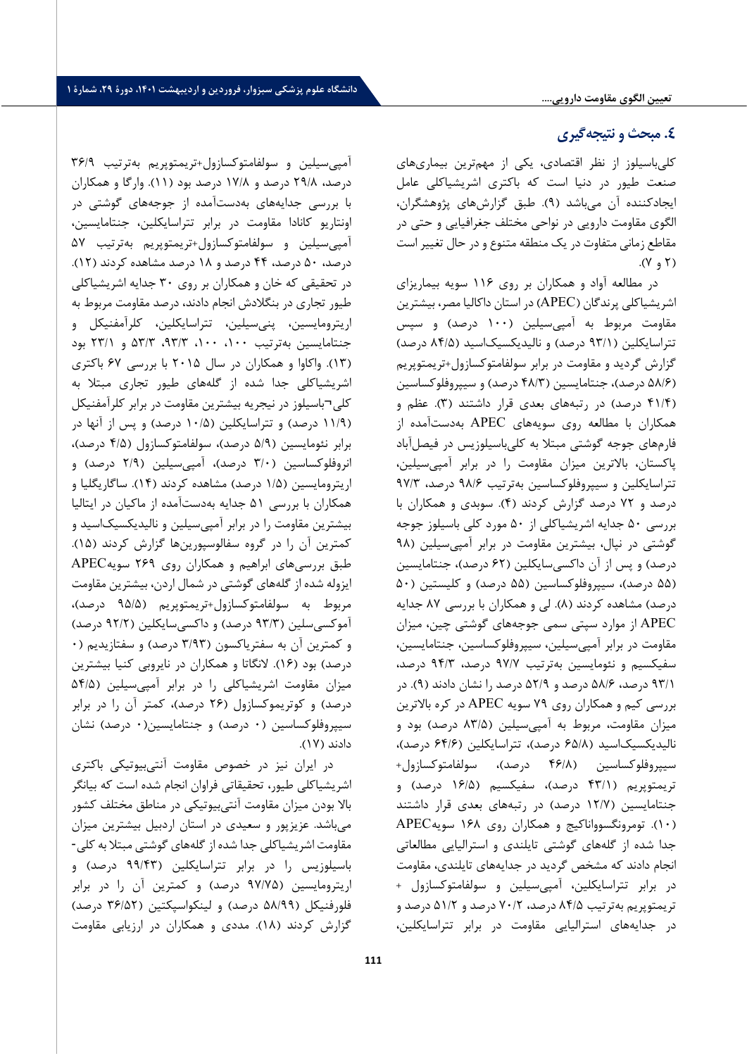## ٤. مبحث و نتیجه‌گیری

کلی‌باسیلوز از نظر اقتصادی، یکی از مهم‌ترین بیماری‌های صنعت طیور در دنیا است که باکتری اشریشیاکلی عامل ایجادکننده آن می‌باشد (۹). طبق گزارش‌های پژوهشگران، الگوی مقاومت دارویی در نواحی مختلف جغرافیایی و حتی در مقاطع زمانی متفاوت در یک منطقه متنوع و در حال تغییر است (۲ و ۷).

در مطالعه آواد و همکاران بر روی ۱۱۶ سویه بیماریزای اشریشیاکلی پرندگان (APEC) در استان داکالیا مصر، بیشترین مقاومت مربوط به آمپی‌سیلین (۱۰۰ درصد) و سپس تتراسایکلین (۹۳/۱ درصد) و نالیدیکسیک‌اسید (۸۴/۵ درصد) گزارش گردید و مقاومت در برابر سولفامتوکسازول+تریمتوپریم (۵۸/۶ درصد)، جنتامایسین (۴۸/۳ درصد) و سیپروفلوکساسین (۴۱/۴ درصد) در رتبه‌های بعدی قرار داشتند (۳). عظم و همکاران با مطالعه روی سویه‌های APEC به‌دست‌آمده از فارم‌های جوجه گوشتی مبتلا به کلی‌باسیلوزیس در فیصل‌آباد پاکستان، بالاترین میزان مقاومت را در برابر آمپی‌سیلین، تتراسایکلین و سیپروفلوکساسین به‌ترتیب ۹۸/۶ درصد، ۹۷/۳ درصد و ۷۲ درصد گزارش کردند (۴). سوبدی و همکاران با بررسی ۵۰ جدایه اشریشیاکلی از ۵۰ مورد کلی باسیلوز جوجه گوشتی در نپال، بیشترین مقاومت در برابر آمپی‌سیلین (۹۸ درصد) و پس از آن داکسی‌سایکلین (۶۲ درصد)، جنتامایسین (۵۵ درصد)، سیپروفلوکساسین (۵۵ درصد) و کلیستین (۵۰ درصد) مشاهده کردند (۸). لی و همکاران با بررسی ۸۷ جدایه APEC از موارد سپتی سمی جوجه‌های گوشتی چین، میزان مقاومت در برابر آمپی‌سیلین، سیپروفلوکساسین، جنتامایسین، سفیکسیم و نئومایسین به‌ترتیب ۹۷/۷ درصد، ۹۴/۳ درصد، ۹۳/۱ درصد، ۵۸/۶ درصد و ۵۲/۹ درصد را نشان دادند (۹). در بررسی کیم و همکاران روی ۷۹ سویه APEC در کره بالاترین میزان مقاومت، مربوط به آمپی‌سیلین (۸۳/۵ درصد) بود و نالیدیکسیک‌اسید (۶۵/۸ درصد)، تتراسایکلین (۶۴/۶ درصد)، سیپروفلوکساسین (۴۶/۸ درصد)، سولفامتوکسازول+ تریمتوپریم (۴۳/۱ درصد)، سفیکسیم (۱۶/۵ درصد) و جنتامایسین (۱۲/۷ درصد) در رتبه‌های بعدی قرار داشتند (۱۰). تومرونگسوواناکیج و همکاران روی ۱۶۸ سویهAPEC جدا شده از گله‌های گوشتی تایلندی و استرالیایی مطالعاتی انجام دادند که مشخص گردید در جدایه‌های تایلندی، مقاومت در برابر تتراسایکلین، آمپی‌سیلین و سولفامتوکسازول + تریمتوپریم به‌ترتیب ۸۴/۵ درصد، ۷۰/۲ درصد و ۵۱/۲ درصد و در جدایه‌های استرالیایی مقاومت در برابر تتراسایکلین، آمپی‌سیلین و سولفامتوکسازول+تریمتوپریم به‌ترتیب ۳۶/۹ درصد، ۲۹/۸ درصد و ۱۷/۸ درصد بود (۱۱). وارگا و همکاران با بررسی جدایه‌های به‌دست‌آمده از جوجه‌های گوشتی در اونتاریو کانادا مقاومت در برابر تتراسایکلین، جنتامایسین، آمپی‌سیلین و سولفامتوکسازول+تریمتوپریم به‌ترتیب ۵۷ درصد، ۵۰ درصد، ۴۴ درصد و ۱۸ درصد مشاهده کردند (۱۲). در تحقیقی که خان و همکاران بر روی ۳۰ جدایه اشریشیاکلی طیور تجاری در بنگلادش انجام دادند، درصد مقاومت مربوط به اریترومایسین، پنی‌سیلین، تتراسایکلین، کلرآمفنیکل و جنتامایسین به‌ترتیب ۱۰۰، ۱۰۰، ۹۳/۳، ۵۳/۳ و ۲۳/۱ بود (۱۳). واکاوا و همکاران در سال ۲۰۱۵ با بررسی ۶۷ باکتری اشریشیاکلی جدا شده از گله‌های طیور تجاری مبتلا به کلی¬باسیلوز در نیجریه بیشترین مقاومت در برابر کلرآمفنیکل (۱۱/۹ درصد) و تتراسایکلین (۱۰/۵ درصد) و پس از آنها در برابر نئومایسین (۵/۹ درصد)، سولفامتوکسازول (۴/۵ درصد)، انروفلوکساسین (۳/۰ درصد)، آمپی‌سیلین (۲/۹ درصد) و اریترومایسین (۱/۵ درصد) مشاهده کردند (۱۴). ساگاریگلیا و همکاران با بررسی ۵۱ جدایه به‌دست‌آمده از ماکیان در ایتالیا بیشترین مقاومت را در برابر آمپی‌سیلین و نالیدیکسیک‌اسید و کمترین آن را در گروه سفالوسپورین‌ها گزارش کردند (۱۵). طبق بررسی‌های ابراهیم و همکاران روی ۲۶۹ سویهAPEC ایزوله شده از گله‌های گوشتی در شمال اردن، بیشترین مقاومت مربوط به سولفامتوکسازول+تریمتوپریم (۹۵/۵ درصد)، آموکسی‌سلین (۹۳/۳ درصد) و داکسی‌سایکلین (۹۲/۲ درصد) و کمترین آن به سفترياکسون (۳/۹۳ درصد) و سفتازیدیم (۰ درصد) بود (۱۶). لانگاتا و همکاران در نایروبی کنیا بیشترین میزان مقاومت اشریشیاکلی را در برابر آمپی‌سیلین (۵۴/۵ درصد) و کوتریموکسازول (۲۶ درصد)، کمتر آن را در برابر سیپروفلوکساسین (۰ درصد) و جنتامایسین(۰ درصد) نشان دادند (۱۷).

در ایران نیز در خصوص مقاومت آنتی‌بیوتیکی باکتری اشریشیاکلی طیور، تحقیقاتی فراوان انجام شده است که بیانگر بالا بودن میزان مقاومت آنتی‌بیوتیکی در مناطق مختلف کشور می‌باشد. عزیزپور و سعیدی در استان اردبیل بیشترین میزان مقاومت اشریشیاکلی جدا شده از گله‌های گوشتی مبتلا به کلی-باسیلوزیس را در برابر تتراسایکلین (۹۹/۴۳ درصد) و اریترومایسین (۹۷/۷۵ درصد) و کمترین آن را در برابر فلورفنیکل (۵۸/۹۹ درصد) و لینکواسپکتین (۳۶/۵۲ درصد) گزارش کردند (۱۸). مددی و همکاران در ارزیابی مقاومت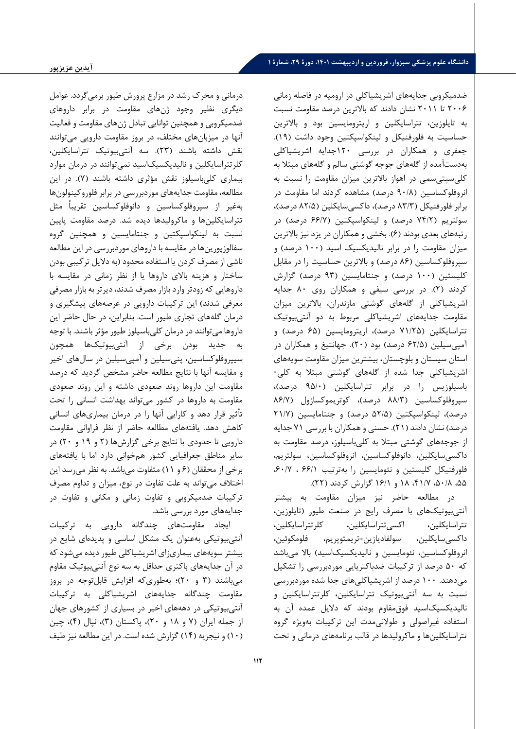ضدمیکروبی جدایه‌های اشریشیاکلی در ارومیه در فاصله زمانی ۲۰۰۶ تا ۲۰۱۱ نشان دادند که بالاترین درصد مقاومت نسبت به تایلوزین، تتراسایکلین و اریترومایسین بود و بالاترین حساسیت به فلورفنیکل و لینکواسپکتین وجود داشت (۱۹). جعفری و همکاران در بررسی ۱۲۰جدایه اشریشیاکلی به‌دست‌آمده از گله‌های جوجه گوشتی سالم و گله‌های مبتلا به کلی‌سپتی‌سمی در اهواز بالاترین میزان مقاومت را نسبت به انروفلوکساسین (۹۰/۸ درصد) مشاهده کردند اما مقاومت در برابر فلورفنیکل (۸۳/۳ درصد)، داکسی‌سایکلین (۸۲/۵ درصد)، سولتریم (۷۴/۲ درصد) و لینکواسپکتین (۶۶/۷ درصد) در رتبه‌های بعدی بودند (۶). بخشی و همکاران در یزد نیز بالاترین میزان مقاومت را در برابر نالیدیکسیک اسید (۱۰۰ درصد) و سیپروفلوکساسین (۸۶ درصد) و بالاترین حساسیت را در مقابل کلیستین (۱۰۰ درصد) و جنتامایسین (۹۳ درصد) گزارش کردند (۲). در بررسی سیفی و همکاران روی ۸۰ جدایه اشریشیاکلی از گله‌های گوشتی مازندران، بالاترین میزان مقاومت جدایه‌های اشریشیاکلی مربوط به دو آنتی‌بیوتیک تتراسایکلین (۷۱/۲۵ درصد)، اریترومایسین (۶۵ درصد) و آمپی‌سیلین (۶۲/۵ درصد) بود (۲۰). جهانتیغ و همکاران در استان سیستان و بلوچستان، بیشترین میزان مقاومت سویه‌های اشریشیاکلی جدا شده از گله‌های گوشتی مبتلا به کلی-باسیلوزیس را در برابر تتراسایکلین (۹۵/۰ درصد)، سیپروفلوکساسین (۸۸/۳ درصد)، کوتریموکسازول (۸۶/۷ درصد)، لینکواسپکتین (۵۲/۵ درصد) و جنتامایسین (۲۱/۷ درصد) نشان دادند (۲۱). حسنی و همکاران با بررسی ۷۱ جدایه از جوجه‌های گوشتی مبتلا به کلی‌باسیلوز، درصد مقاومت به داکسی‌سایکلین، دانوفلوکساسین، انروفلوکساسین، سولتریم، فلورفنیکل کلیستین و نئومایسین را به‌ترتیب ۶۶/۱ ، ۶۰/۷، ۵۵، ۵۰/۸، ۴۱/۷، ۱۸ و ۱۶/۱ گزارش کردند (۲۲).

در مطالعه حاضر نیز میزان مقاومت به بیشتر آنتی‌بیوتیک‌های با مصرف رایج در صنعت طیور (تایلوزین، تتراسایکلین، اکسی‌تتراسایکلین، کلرتتراسایکلین، داکسی‌سایکلین، سولفادیازین+تریمتوپریم، فلومکوئین، انروفلوکساسین، نئومایسین و نالیدیکسیک‌اسید) بالا می‌باشد که ۵۰ درصد از ترکیبات ضدباکتریایی موردبررسی را تشکیل می‌دهند. ۱۰۰ درصد از اشریشیاکلی‌های جدا شده موردبررسی نسبت به سه آنتی‌بیوتیک تتراسایکلین، کلرتتراسایکلین و نالیدیکسیک‌اسید فوق‌مقاوم بودند که دلایل عمده آن به استفاده غیراصولی و طولانی‌مدت این ترکیبات به‌ویژه گروه تتراسایکلین‌ها و ماکرولیدها در قالب برنامه‌های درمانی و تحت درمانی و محرک رشد در مزارع پرورش طیور برمی‌گردد. عوامل دیگری نظیر وجود ژن‌های مقاومت در برابر داروهای ضدمیکروبی و همچنین توانایی تبادل ژن‌های مقاومت و فعالیت آنها در میزبان‌های مختلف، در بروز مقاومت دارویی می‌توانند نقش داشته باشند (۲۳). سه آنتی‌بیوتیک تتراسایکلین، کلرتتراسایکلین و نالیدیکسیک‌اسید نمی‌توانند در درمان موارد بیماری کلی‌باسیلوز نقش مؤثری داشته باشند (۷). در این مطالعه، مقاومت جدایه‌های موردبررسی در برابر فلوروکینولون‌ها به‌غیر از سیپروفلوکساسین و دانوفلوکساسین تقریباً مثل تتراسایکلین‌ها و ماکرولیدها دیده شد. درصد مقاومت پایین نسبت به لینکواسپکتین و جنتامایسین و همچنین گروه سفالوزپورین‌ها در مقایسه با داروهای موردبررسی در این مطالعه ناشی از مصرف کردن یا استفاده محدود (به دلایل ترکیبی بودن ساختار و هزینه بالای داروها یا از نظر زمانی در مقایسه با داروهایی که زودتر وارد بازار مصرف شدند، دیرتر به بازار مصرفی معرفی شدند) این ترکیبات دارویی در عرصه‌های پیشگیری و درمان گله‌های تجاری طیور است. بنابراین، در حال حاضر این داروها می‌توانند در درمان کلی‌باسیلوز طیور مؤثر باشند. با توجه به جدید بودن برخی از آنتی‌بیوتیک‌ها همچون سیپروفلوکساسین، پنی‌سیلین و آمپی‌سیلین در سال‌های اخیر و مقایسه آنها با نتایج مطالعه حاضر مشخص گردید که درصد مقاومت این داروها روند صعودی داشته و این روند صعودی مقاومت به داروها در کشور می‌تواند بهداشت انسانی را تحت تأثیر قرار دهد و کارایی آنها را در درمان بیماری‌های انسانی کاهش دهد. یافته‌های مطالعه حاضر از نظر فراوانی مقاومت دارویی تا حدودی با نتایج برخی گزارش‌ها (۲ و ۱۹ و ۲۰) در سایر مناطق جغرافیایی کشور همخوانی دارد اما با یافته‌های برخی از محققان (۶ و ۱۱) متفاوت می‌باشد. به نظر می‌رسد این اختلاف می‌تواند به علت تفاوت در نوع، میزان و تداوم مصرف ترکیبات ضدمیکروبی و تفاوت زمانی و مکانی و تفاوت در جدایه‌های مورد بررسی باشد.

ایجاد مقاومت‌های چندگانه دارویی به ترکیبات آنتی‌بیوتیکی به‌عنوان یک مشکل اساسی و پدیده‌ای شایع در بیشتر سویه‌های بیماری‌زای اشریشیاکلی طیور دیده می‌شود که در آن جدایه‌های باکتری حداقل به سه نوع آنتی‌بیوتیک مقاوم می‌باشند (۳ و ۲۰)؛ به‌طوری‌که افزایش قابل‌توجه در بروز مقاومت چندگانه جدایه‌های اشریشیاکلی به ترکیبات آنتی‌بیوتیکی در دهه‌های اخیر در بسیاری از کشورهای جهان از جمله ایران (۷ و ۱۸ و ۲۰)، پاکستان (۳)، نپال (۴)، چین (۱۰) و نیجریه (۱۴) گزارش شده است. در این مطالعه نیز طیف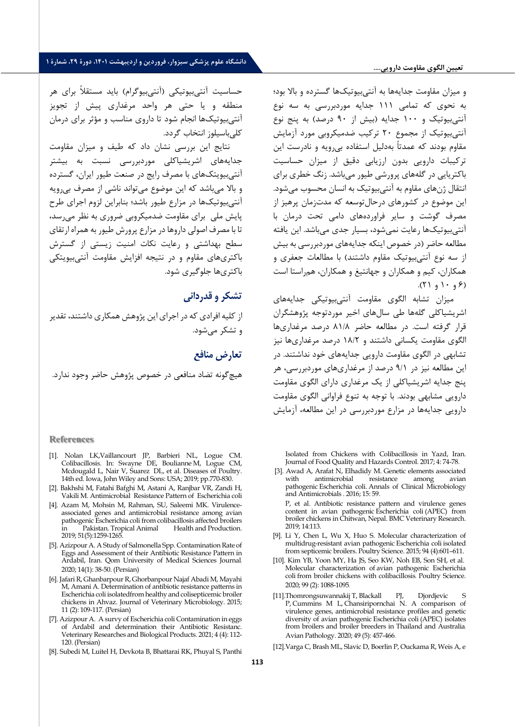و میزان مقاومت جدایه‌ها به آنتی‌بیوتیک‌ها گسترده و بالا بود؛ به نحوی که تمامی ۱۱۱ جدایه موردبررسی به سه نوع آنتی‌بیوتیک و ۱۰۰ جدایه (بیش از ۹۰ درصد) به پنج نوع آنتی‌بیوتیک از مجموع ۲۰ ترکیب ضدمیکروبی مورد آزمایش مقاوم بودند که عمدتاً به‌دلیل استفاده بی‌رویه و نادرست این ترکیبات دارویی بدون ارزیابی دقیق از میزان حساسیت باکتریایی در گله‌های پرورشی طیور می‌باشد. زنگ خطری برای انتقال ژن‌های مقاوم به آنتی‌بیوتیک به انسان محسوب می‌شود. این موضوع در کشورهای درحال‌توسعه که مدت‌زمان پرهیز از مصرف گوشت و سایر فراورده‌های دامی تحت درمان با آنتی‌بیوتیک‌ها رعایت نمی‌شود، بسیار جدی می‌باشد. این یافته مطالعه حاضر (در خصوص اینکه جدایه‌های موردبررسی به بیش از سه نوع آنتی‌بیوتیک مقاوم داشتند) با مطالعات جعفری و همکاران، کیم و همکاران و جهانتیغ و همکاران، هم‌راستا است (۶ و ۱۰ و ۲۱).

میزان تشابه الگوی مقاومت آنتی‌بیوتیکی جدایه‌های اشریشیاکلی گله‌ها طی سال‌های اخیر موردتوجه پژوهشگران قرار گرفته است. در مطالعه حاضر ۸۱/۸ درصد مرغداری‌ها الگوی مقاومت یکسانی داشتند و ۱۸/۲ درصد مرغداری‌ها نیز تشابهی در الگوی مقاومت دارویی جدایه‌های خود نداشتند. در این مطالعه نیز در ۹/۱ درصد از مرغداری‌های موردبررسی، هر پنج جدایه اشریشیاکلی از یک مرغداری دارای الگوی مقاومت دارویی مشابهی بودند. با توجه به تنوع فراوانی الگوی مقاومت دارویی جدایه‌ها در مزارع موردبررسی در این مطالعه، آزمایش حساسیت آنتی‌بیوتیکی (آنتی‌بیوگرام) باید مستقلاً برای هر منطقه و یا حتی هر واحد مرغداری پیش از تجویز آنتی‌بیوتیک‌ها انجام شود تا داروی مناسب و مؤثر برای درمان کلی‌باسیلوز انتخاب گردد.

نتایج این بررسی نشان داد که طیف و میزان مقاومت جدایه‌های اشریشیاکلی موردبررسی نسبت به بیشتر آنتی‌بیوتیک‌های با مصرف رایج در صنعت طیور ایران، گسترده و بالا می‌باشد که این موضوع می‌تواند ناشی از مصرف بی‌رویه آنتی‌بیوتیک‌ها در مزارع طیور باشد؛ بنابراین لزوم اجرای طرح پایش ملی برای مقاومت ضدمیکروبی ضروری به نظر می‌رسد، تا با مصرف اصولی داروها در مزارع پرورش طیور به همراه ارتقای سطح بهداشتی و رعایت نکات امنیت زیستی از گسترش باکتری‌های مقاوم و در نتیجه افزایش مقاومت آنتی‌بیوتیکی باکتری‌ها جلوگیری شود.

## تشکر و قدردانی

از کلیه افرادی که در اجرای این پژوهش همکاری داشتند، تقدیر و تشکر می‌شود.

## تعارض منافع

هیچ‌گونه تضاد منافعی در خصوص پژوهش حاضر وجود ندارد.

## References

[1]. Nolan LK,Vaillancourt JP, Barbieri NL, Logue CM. Colibacillosis. In: Swayne DE, Boulianne M, Logue CM, Mcdougald L, Nair V, Suarez DL, et al. Diseases of Poultry. 14th ed. Iowa, John Wiley and Sons: USA; 2019; pp.770-830.

[2]. Bakhshi M, Fatahi Bafghi M, Astani A, Ranjbar VR, Zandi H, Vakili M. Antimicrobial Resistance Pattern of Escherichia coli Isolated from Chickens with Colibacillosis in Yazd, Iran. Journal of Food Quality and Hazards Control. 2017; 4: 74-78.

[3]. Awad A, Arafat N, Elhadidy M. Genetic elements associated with antimicrobial resistance among avian pathogenic Escherichia coli. Annals of Clinical Microbiology and Antimicrobials . 2016; 15: 59.

[4]. Azam M, Mohsin M, Rahman, SU, Saleemi MK. Virulence-associated genes and antimicrobial resistance among avian pathogenic Escherichia coli from colibacillosis affected broilers in Pakistan. Tropical Animal Health and Production. 2019; 51(5):1259-1265.

[5]. Azizpour A. A Study of Salmonella Spp. Contamination Rate of Eggs and Assessment of their Antibiotic Resistance Pattern in Ardabil, Iran. Qom University of Medical Sciences Journal. 2020; 14(1): 38-50. (Persian)

[6]. Jafari R, Ghanbarpour R, Ghorbanpour Najaf Abadi M, Mayahi M, Amani A. Determination of antibiotic resistance patterns in Escherichia coli isolatedfrom healthy and colisepticemic broiler chickens in Ahvaz. Journal of Veterinary Microbiology. 2015; 11 (2): 109-117. (Persian)

[7]. Azizpour A. A survy of Escherichia coli Contamination in eggs of Ardabil and determination their Antibiotic Resistanc. Veterinary Researches and Biological Products. 2021; 4 (4): 112-120. (Persian)

[8]. Subedi M, Luitel H, Devkota B, Bhattarai RK, Phuyal S, Panthi P, et al. Antibiotic resistance pattern and virulence genes content in avian pathogenic Escherichia coli (APEC) from broiler chickens in Chitwan, Nepal. BMC Veterinary Research. 2019; 14:113.

[9]. Li Y, Chen L, Wu X, Huo S. Molecular characterization of multidrug-resistant avian pathogenic Escherichia coli isolated from septicemic broilers. Poultry Science. 2015; 94 (4):601–611.

[10]. Kim YB, Yoon MY, Ha JS, Seo KW, Noh EB, Son SH, et al. Molecular characterization of avian pathogenic Escherichia coli from broiler chickens with colibacillosis. Poultry Science. 2020; 99 (2): 1088-1095.

[11].Thomrongsuwannakij T, Blackall PJ, Djordjevic S P, Cummins M L, Chansiripornchai N. A comparison of virulence genes, antimicrobial resistance profiles and genetic diversity of avian pathogenic Escherichia coli (APEC) isolates from broilers and broiler breeders in Thailand and Australia. Avian Pathology. 2020; 49 (5): 457-466.

[12].Varga C, Brash ML, Slavic D, Boerlin P, Ouckama R, Weis A, e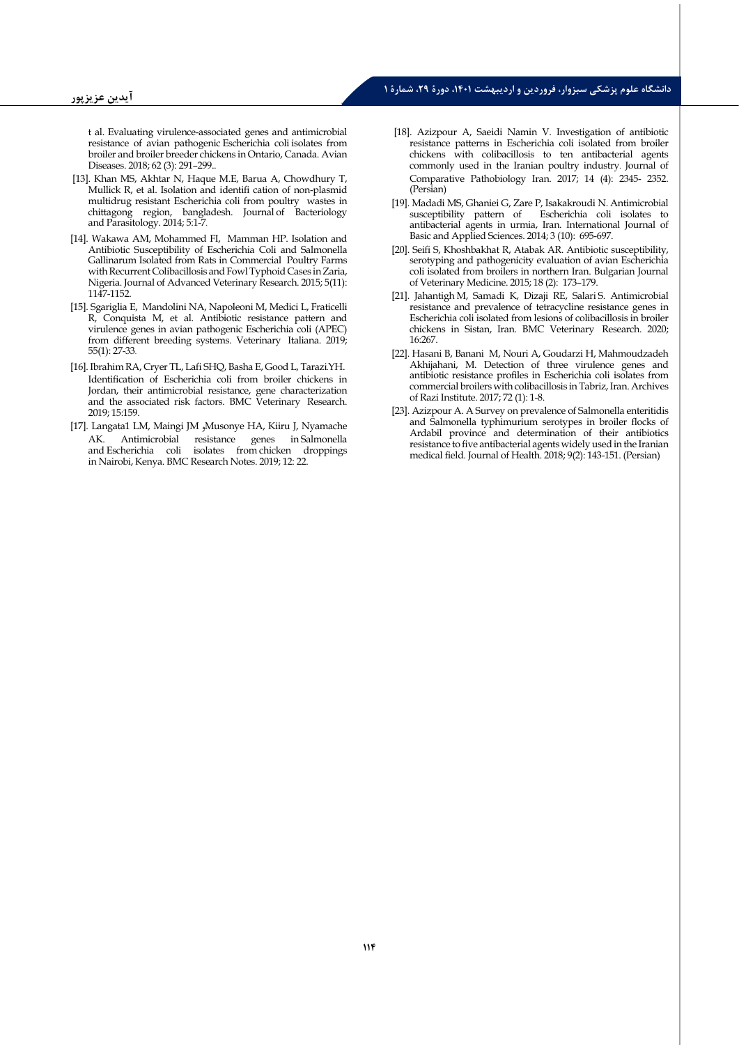t al. Evaluating virulence-associated genes and antimicrobial resistance of avian pathogenic Escherichia coli isolates from broiler and broiler breeder chickens in Ontario, Canada. Avian Diseases. 2018; 62 (3): 291–299..

[13]. Khan MS, Akhtar N, Haque M.E, Barua A, Chowdhury T, Mullick R, et al. Isolation and identifi cation of non-plasmid multidrug resistant Escherichia coli from poultry wastes in chittagong region, bangladesh. Journal of Bacteriology and Parasitology. 2014; 5:1-7.

[14]. Wakawa AM, Mohammed FI, Mamman HP. Isolation and Antibiotic Susceptibility of Escherichia Coli and Salmonella Gallinarum Isolated from Rats in Commercial Poultry Farms with Recurrent Colibacillosis and Fowl Typhoid Cases in Zaria, Nigeria. Journal of Advanced Veterinary Research. 2015; 5(11): 1147-1152.

[15]. Sgariglia E, Mandolini NA, Napoleoni M, Medici L, Fraticelli R, Conquista M, et al. Antibiotic resistance pattern and virulence genes in avian pathogenic Escherichia coli (APEC) from different breeding systems. Veterinary Italiana. 2019; 55(1): 27-33.

[16]. Ibrahim RA, Cryer TL, Lafi SHQ, Basha E, Good L, Tarazi.YH. Identification of Escherichia coli from broiler chickens in Jordan, their antimicrobial resistance, gene characterization and the associated risk factors. BMC Veterinary Research. 2019; 15:159.

[17]. Langata1 LM, Maingi JM ,Musonye HA, Kiiru J, Nyamache AK. Antimicrobial resistance genes in Salmonella and Escherichia coli isolates from chicken droppings in Nairobi, Kenya. BMC Research Notes. 2019; 12: 22.

[18]. Azizpour A, Saeidi Namin V. Investigation of antibiotic resistance patterns in Escherichia coli isolated from broiler chickens with colibacillosis to ten antibacterial agents commonly used in the Iranian poultry industry. Journal of Comparative Pathobiology Iran. 2017; 14 (4): 2345- 2352. (Persian)

[19]. Madadi MS, Ghaniei G, Zare P, Isakakroudi N. Antimicrobial susceptibility pattern of Escherichia coli isolates to antibacterial agents in urmia, Iran. International Journal of Basic and Applied Sciences. 2014; 3 (10): 695-697.

[20]. Seifi S, Khoshbakhat R, Atabak AR. Antibiotic susceptibility, serotyping and pathogenicity evaluation of avian Escherichia coli isolated from broilers in northern Iran. Bulgarian Journal of Veterinary Medicine. 2015; 18 (2): 173–179.

[21]. Jahantigh M, Samadi K, Dizaji RE, Salari S. Antimicrobial resistance and prevalence of tetracycline resistance genes in Escherichia coli isolated from lesions of colibacillosis in broiler chickens in Sistan, Iran. BMC Veterinary Research. 2020; 16:267.

[22]. Hasani B, Banani M, Nouri A, Goudarzi H, Mahmoudzadeh Akhijahani, M. Detection of three virulence genes and antibiotic resistance profiles in Escherichia coli isolates from commercial broilers with colibacillosis in Tabriz, Iran. Archives of Razi Institute. 2017; 72 (1): 1-8.

[23]. Azizpour A. A Survey on prevalence of Salmonella enteritidis and Salmonella typhimurium serotypes in broiler flocks of Ardabil province and determination of their antibiotics resistance to five antibacterial agents widely used in the Iranian medical field. Journal of Health. 2018; 9(2): 143-151. (Persian)